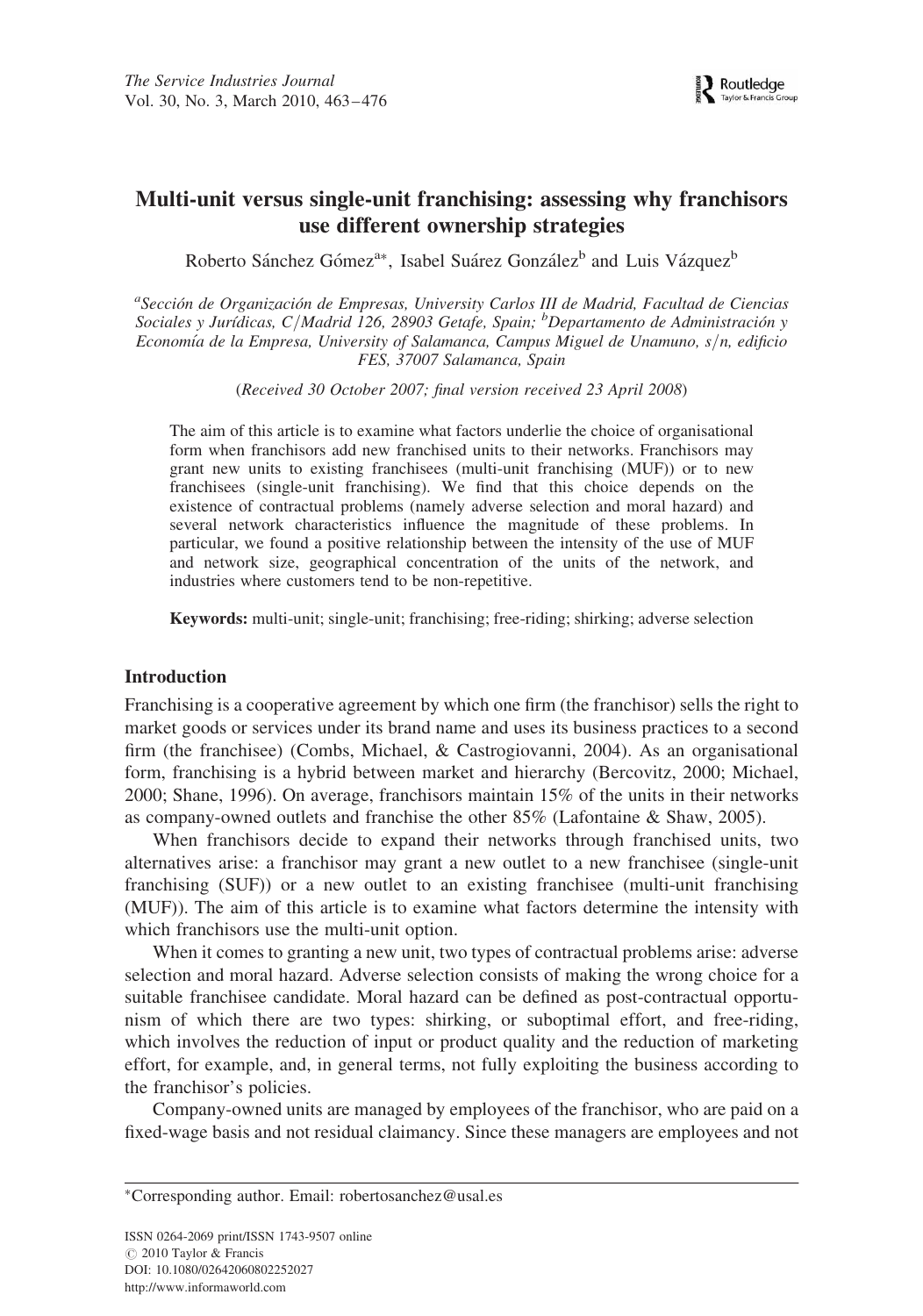# Multi-unit versus single-unit franchising: assessing why franchisors use different ownership strategies

Roberto Sánchez Gómez[a*], Isabel Suárez González[b] and Luis Vázquez[b]

[a]*Sección de Organización de Empresas, University Carlos III de Madrid, Facultad de Ciencias Sociales y Jurídicas, C/Madrid 126, 28903 Getafe, Spain;* [b]*Departamento de Administración y Economía de la Empresa, University of Salamanca, Campus Miguel de Unamuno, s/n, edificio FES, 37007 Salamanca, Spain*

(*Received 30 October 2007; final version received 23 April 2008*)

The aim of this article is to examine what factors underlie the choice of organisational form when franchisors add new franchised units to their networks. Franchisors may grant new units to existing franchisees (multi-unit franchising (MUF)) or to new franchisees (single-unit franchising). We find that this choice depends on the existence of contractual problems (namely adverse selection and moral hazard) and several network characteristics influence the magnitude of these problems. In particular, we found a positive relationship between the intensity of the use of MUF and network size, geographical concentration of the units of the network, and industries where customers tend to be non-repetitive.

**Keywords:** multi-unit; single-unit; franchising; free-riding; shirking; adverse selection

## Introduction

Franchising is a cooperative agreement by which one firm (the franchisor) sells the right to market goods or services under its brand name and uses its business practices to a second firm (the franchisee) (Combs, Michael, & Castrogiovanni, 2004). As an organisational form, franchising is a hybrid between market and hierarchy (Bercovitz, 2000; Michael, 2000; Shane, 1996). On average, franchisors maintain 15% of the units in their networks as company-owned outlets and franchise the other 85% (Lafontaine & Shaw, 2005).

When franchisors decide to expand their networks through franchised units, two alternatives arise: a franchisor may grant a new outlet to a new franchisee (single-unit franchising (SUF)) or a new outlet to an existing franchisee (multi-unit franchising (MUF)). The aim of this article is to examine what factors determine the intensity with which franchisors use the multi-unit option.

When it comes to granting a new unit, two types of contractual problems arise: adverse selection and moral hazard. Adverse selection consists of making the wrong choice for a suitable franchisee candidate. Moral hazard can be defined as post-contractual opportunism of which there are two types: shirking, or suboptimal effort, and free-riding, which involves the reduction of input or product quality and the reduction of marketing effort, for example, and, in general terms, not fully exploiting the business according to the franchisor's policies.

Company-owned units are managed by employees of the franchisor, who are paid on a fixed-wage basis and not residual claimancy. Since these managers are employees and not

---

*Corresponding author. Email: robertosanchez@usal.es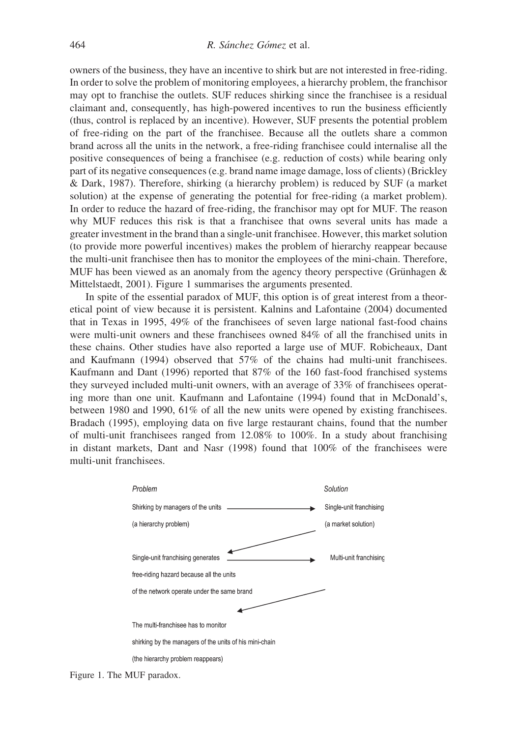owners of the business, they have an incentive to shirk but are not interested in free-riding. In order to solve the problem of monitoring employees, a hierarchy problem, the franchisor may opt to franchise the outlets. SUF reduces shirking since the franchisee is a residual claimant and, consequently, has high-powered incentives to run the business efficiently (thus, control is replaced by an incentive). However, SUF presents the potential problem of free-riding on the part of the franchisee. Because all the outlets share a common brand across all the units in the network, a free-riding franchisee could internalise all the positive consequences of being a franchisee (e.g. reduction of costs) while bearing only part of its negative consequences (e.g. brand name image damage, loss of clients) (Brickley & Dark, 1987). Therefore, shirking (a hierarchy problem) is reduced by SUF (a market solution) at the expense of generating the potential for free-riding (a market problem). In order to reduce the hazard of free-riding, the franchisor may opt for MUF. The reason why MUF reduces this risk is that a franchisee that owns several units has made a greater investment in the brand than a single-unit franchisee. However, this market solution (to provide more powerful incentives) makes the problem of hierarchy reappear because the multi-unit franchisee then has to monitor the employees of the mini-chain. Therefore, MUF has been viewed as an anomaly from the agency theory perspective (Grünhagen & Mittelstaedt, 2001). Figure 1 summarises the arguments presented.

In spite of the essential paradox of MUF, this option is of great interest from a theoretical point of view because it is persistent. Kalnins and Lafontaine (2004) documented that in Texas in 1995, 49% of the franchisees of seven large national fast-food chains were multi-unit owners and these franchisees owned 84% of all the franchised units in these chains. Other studies have also reported a large use of MUF. Robicheaux, Dant and Kaufmann (1994) observed that 57% of the chains had multi-unit franchisees. Kaufmann and Dant (1996) reported that 87% of the 160 fast-food franchised systems they surveyed included multi-unit owners, with an average of 33% of franchisees operating more than one unit. Kaufmann and Lafontaine (1994) found that in McDonald's, between 1980 and 1990, 61% of all the new units were opened by existing franchisees. Bradach (1995), employing data on five large restaurant chains, found that the number of multi-unit franchisees ranged from 12.08% to 100%. In a study about franchising in distant markets, Dant and Nasr (1998) found that 100% of the franchisees were multi-unit franchisees.

| *Problem* | *Solution* |
| --- | --- |
| Shirking by managers of the units (a hierarchy problem) → | Single-unit franchising (a market solution) |
| Single-unit franchising generates free-riding hazard because all the units of the network operate under the same brand → | Multi-unit franchising |
| The multi-franchisee has to monitor shirking by the managers of the units of his mini-chain (the hierarchy problem reappears) | |

Figure 1. The MUF paradox.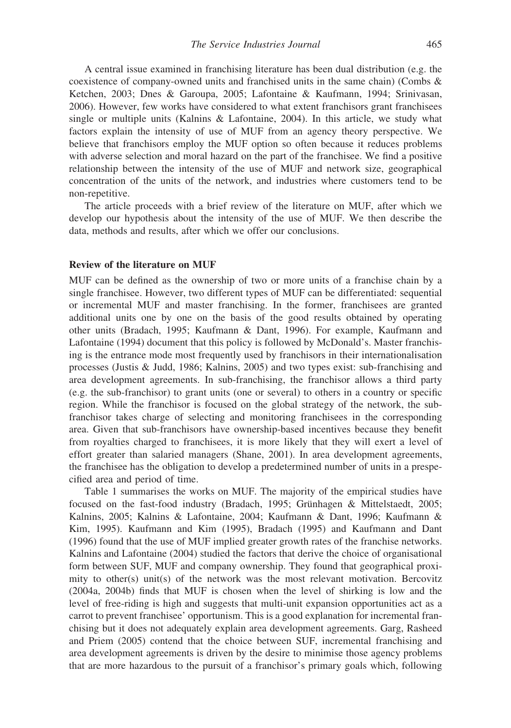A central issue examined in franchising literature has been dual distribution (e.g. the coexistence of company-owned units and franchised units in the same chain) (Combs & Ketchen, 2003; Dnes & Garoupa, 2005; Lafontaine & Kaufmann, 1994; Srinivasan, 2006). However, few works have considered to what extent franchisors grant franchisees single or multiple units (Kalnins & Lafontaine, 2004). In this article, we study what factors explain the intensity of use of MUF from an agency theory perspective. We believe that franchisors employ the MUF option so often because it reduces problems with adverse selection and moral hazard on the part of the franchisee. We find a positive relationship between the intensity of the use of MUF and network size, geographical concentration of the units of the network, and industries where customers tend to be non-repetitive.

The article proceeds with a brief review of the literature on MUF, after which we develop our hypothesis about the intensity of the use of MUF. We then describe the data, methods and results, after which we offer our conclusions.

## Review of the literature on MUF

MUF can be defined as the ownership of two or more units of a franchise chain by a single franchisee. However, two different types of MUF can be differentiated: sequential or incremental MUF and master franchising. In the former, franchisees are granted additional units one by one on the basis of the good results obtained by operating other units (Bradach, 1995; Kaufmann & Dant, 1996). For example, Kaufmann and Lafontaine (1994) document that this policy is followed by McDonald's. Master franchising is the entrance mode most frequently used by franchisors in their internationalisation processes (Justis & Judd, 1986; Kalnins, 2005) and two types exist: sub-franchising and area development agreements. In sub-franchising, the franchisor allows a third party (e.g. the sub-franchisor) to grant units (one or several) to others in a country or specific region. While the franchisor is focused on the global strategy of the network, the sub-franchisor takes charge of selecting and monitoring franchisees in the corresponding area. Given that sub-franchisors have ownership-based incentives because they benefit from royalties charged to franchisees, it is more likely that they will exert a level of effort greater than salaried managers (Shane, 2001). In area development agreements, the franchisee has the obligation to develop a predetermined number of units in a prespecified area and period of time.

Table 1 summarises the works on MUF. The majority of the empirical studies have focused on the fast-food industry (Bradach, 1995; Grünhagen & Mittelstaedt, 2005; Kalnins, 2005; Kalnins & Lafontaine, 2004; Kaufmann & Dant, 1996; Kaufmann & Kim, 1995). Kaufmann and Kim (1995), Bradach (1995) and Kaufmann and Dant (1996) found that the use of MUF implied greater growth rates of the franchise networks. Kalnins and Lafontaine (2004) studied the factors that derive the choice of organisational form between SUF, MUF and company ownership. They found that geographical proximity to other(s) unit(s) of the network was the most relevant motivation. Bercovitz (2004a, 2004b) finds that MUF is chosen when the level of shirking is low and the level of free-riding is high and suggests that multi-unit expansion opportunities act as a carrot to prevent franchisee' opportunism. This is a good explanation for incremental franchising but it does not adequately explain area development agreements. Garg, Rasheed and Priem (2005) contend that the choice between SUF, incremental franchising and area development agreements is driven by the desire to minimise those agency problems that are more hazardous to the pursuit of a franchisor's primary goals which, following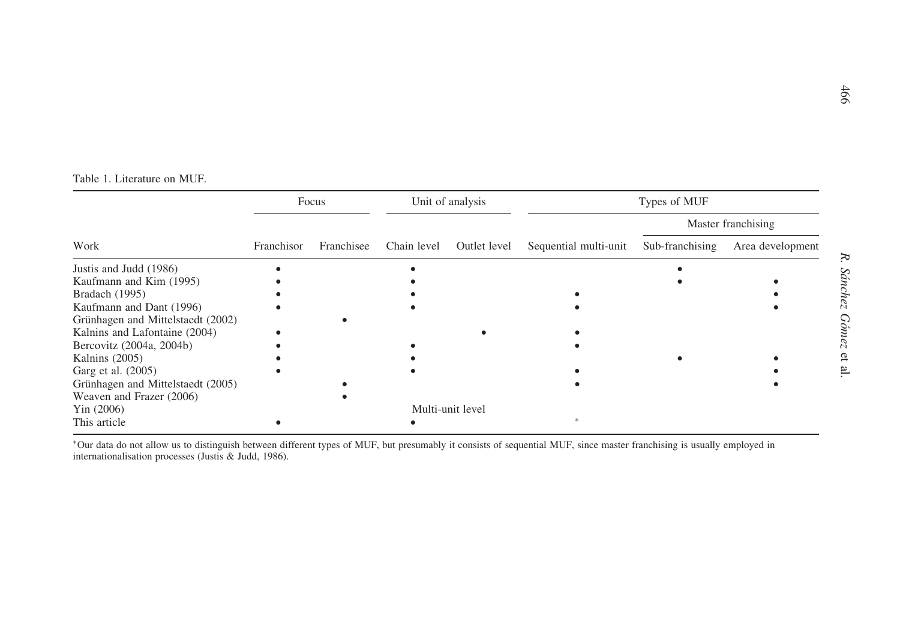Table 1. Literature on MUF.

| Work | Focus | | Unit of analysis | | Types of MUF | | |
|---|---|---|---|---|---|---|---|
| | | | | | | Master franchising | |
| | Franchisor | Franchisee | Chain level | Outlet level | Sequential multi-unit | Sub-franchising | Area development |
| Justis and Judd (1986) | • | | • | | | • | |
| Kaufmann and Kim (1995) | • | | • | | | • | • |
| Bradach (1995) | • | | • | | • | | • |
| Kaufmann and Dant (1996) | • | | • | | • | | • |
| Grünhagen and Mittelstaedt (2002) | | • | | | | | |
| Kalnins and Lafontaine (2004) | • | | | • | • | | |
| Bercovitz (2004a, 2004b) | • | | • | | • | | |
| Kalnins (2005) | • | | • | | | • | • |
| Garg et al. (2005) | • | | • | | • | | • |
| Grünhagen and Mittelstaedt (2005) | | • | | | • | | • |
| Weaven and Frazer (2006) | | • | | | | | |
| Yin (2006) | | | Multi-unit level | | | | |
| This article | • | | • | | * | | |

*Our data do not allow us to distinguish between different types of MUF, but presumably it consists of sequential MUF, since master franchising is usually employed in internationalisation processes (Justis & Judd, 1986).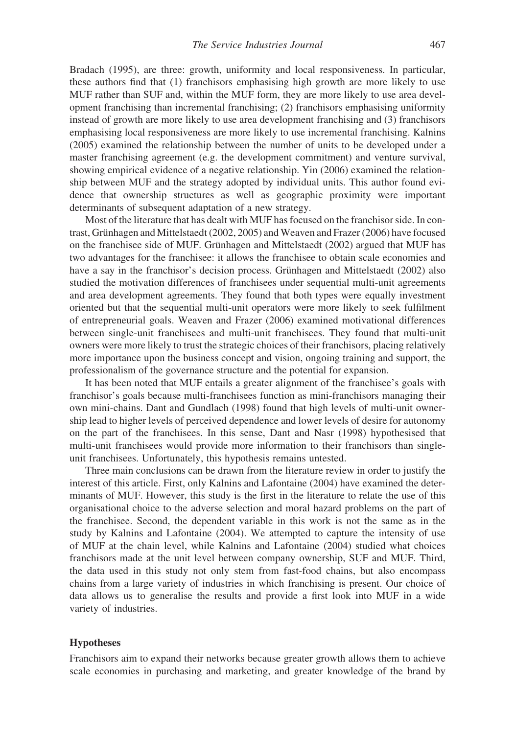Bradach (1995), are three: growth, uniformity and local responsiveness. In particular, these authors find that (1) franchisors emphasising high growth are more likely to use MUF rather than SUF and, within the MUF form, they are more likely to use area development franchising than incremental franchising; (2) franchisors emphasising uniformity instead of growth are more likely to use area development franchising and (3) franchisors emphasising local responsiveness are more likely to use incremental franchising. Kalnins (2005) examined the relationship between the number of units to be developed under a master franchising agreement (e.g. the development commitment) and venture survival, showing empirical evidence of a negative relationship. Yin (2006) examined the relationship between MUF and the strategy adopted by individual units. This author found evidence that ownership structures as well as geographic proximity were important determinants of subsequent adaptation of a new strategy.

Most of the literature that has dealt with MUF has focused on the franchisor side. In contrast, Grünhagen and Mittelstaedt (2002, 2005) and Weaven and Frazer (2006) have focused on the franchisee side of MUF. Grünhagen and Mittelstaedt (2002) argued that MUF has two advantages for the franchisee: it allows the franchisee to obtain scale economies and have a say in the franchisor's decision process. Grünhagen and Mittelstaedt (2002) also studied the motivation differences of franchisees under sequential multi-unit agreements and area development agreements. They found that both types were equally investment oriented but that the sequential multi-unit operators were more likely to seek fulfilment of entrepreneurial goals. Weaven and Frazer (2006) examined motivational differences between single-unit franchisees and multi-unit franchisees. They found that multi-unit owners were more likely to trust the strategic choices of their franchisors, placing relatively more importance upon the business concept and vision, ongoing training and support, the professionalism of the governance structure and the potential for expansion.

It has been noted that MUF entails a greater alignment of the franchisee's goals with franchisor's goals because multi-franchisees function as mini-franchisors managing their own mini-chains. Dant and Gundlach (1998) found that high levels of multi-unit ownership lead to higher levels of perceived dependence and lower levels of desire for autonomy on the part of the franchisees. In this sense, Dant and Nasr (1998) hypothesised that multi-unit franchisees would provide more information to their franchisors than single-unit franchisees. Unfortunately, this hypothesis remains untested.

Three main conclusions can be drawn from the literature review in order to justify the interest of this article. First, only Kalnins and Lafontaine (2004) have examined the determinants of MUF. However, this study is the first in the literature to relate the use of this organisational choice to the adverse selection and moral hazard problems on the part of the franchisee. Second, the dependent variable in this work is not the same as in the study by Kalnins and Lafontaine (2004). We attempted to capture the intensity of use of MUF at the chain level, while Kalnins and Lafontaine (2004) studied what choices franchisors made at the unit level between company ownership, SUF and MUF. Third, the data used in this study not only stem from fast-food chains, but also encompass chains from a large variety of industries in which franchising is present. Our choice of data allows us to generalise the results and provide a first look into MUF in a wide variety of industries.

## Hypotheses

Franchisors aim to expand their networks because greater growth allows them to achieve scale economies in purchasing and marketing, and greater knowledge of the brand by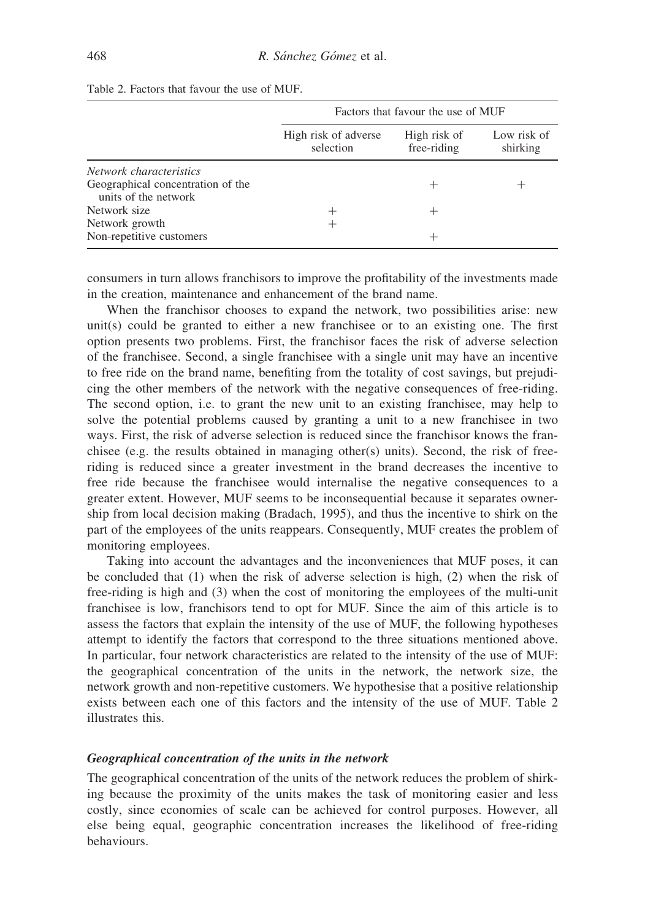Table 2. Factors that favour the use of MUF.

| | Factors that favour the use of MUF | | |
|---|---|---|---|
| | High risk of adverse selection | High risk of free-riding | Low risk of shirking |
| *Network characteristics* | | | |
| Geographical concentration of the units of the network | | + | + |
| Network size | + | + | |
| Network growth | + | | |
| Non-repetitive customers | | + | |

consumers in turn allows franchisors to improve the profitability of the investments made in the creation, maintenance and enhancement of the brand name.

When the franchisor chooses to expand the network, two possibilities arise: new unit(s) could be granted to either a new franchisee or to an existing one. The first option presents two problems. First, the franchisor faces the risk of adverse selection of the franchisee. Second, a single franchisee with a single unit may have an incentive to free ride on the brand name, benefiting from the totality of cost savings, but prejudicing the other members of the network with the negative consequences of free-riding. The second option, i.e. to grant the new unit to an existing franchisee, may help to solve the potential problems caused by granting a unit to a new franchisee in two ways. First, the risk of adverse selection is reduced since the franchisor knows the franchisee (e.g. the results obtained in managing other(s) units). Second, the risk of free-riding is reduced since a greater investment in the brand decreases the incentive to free ride because the franchisee would internalise the negative consequences to a greater extent. However, MUF seems to be inconsequential because it separates ownership from local decision making (Bradach, 1995), and thus the incentive to shirk on the part of the employees of the units reappears. Consequently, MUF creates the problem of monitoring employees.

Taking into account the advantages and the inconveniences that MUF poses, it can be concluded that (1) when the risk of adverse selection is high, (2) when the risk of free-riding is high and (3) when the cost of monitoring the employees of the multi-unit franchisee is low, franchisors tend to opt for MUF. Since the aim of this article is to assess the factors that explain the intensity of the use of MUF, the following hypotheses attempt to identify the factors that correspond to the three situations mentioned above. In particular, four network characteristics are related to the intensity of the use of MUF: the geographical concentration of the units in the network, the network size, the network growth and non-repetitive customers. We hypothesise that a positive relationship exists between each one of this factors and the intensity of the use of MUF. Table 2 illustrates this.

### *Geographical concentration of the units in the network*

The geographical concentration of the units of the network reduces the problem of shirking because the proximity of the units makes the task of monitoring easier and less costly, since economies of scale can be achieved for control purposes. However, all else being equal, geographic concentration increases the likelihood of free-riding behaviours.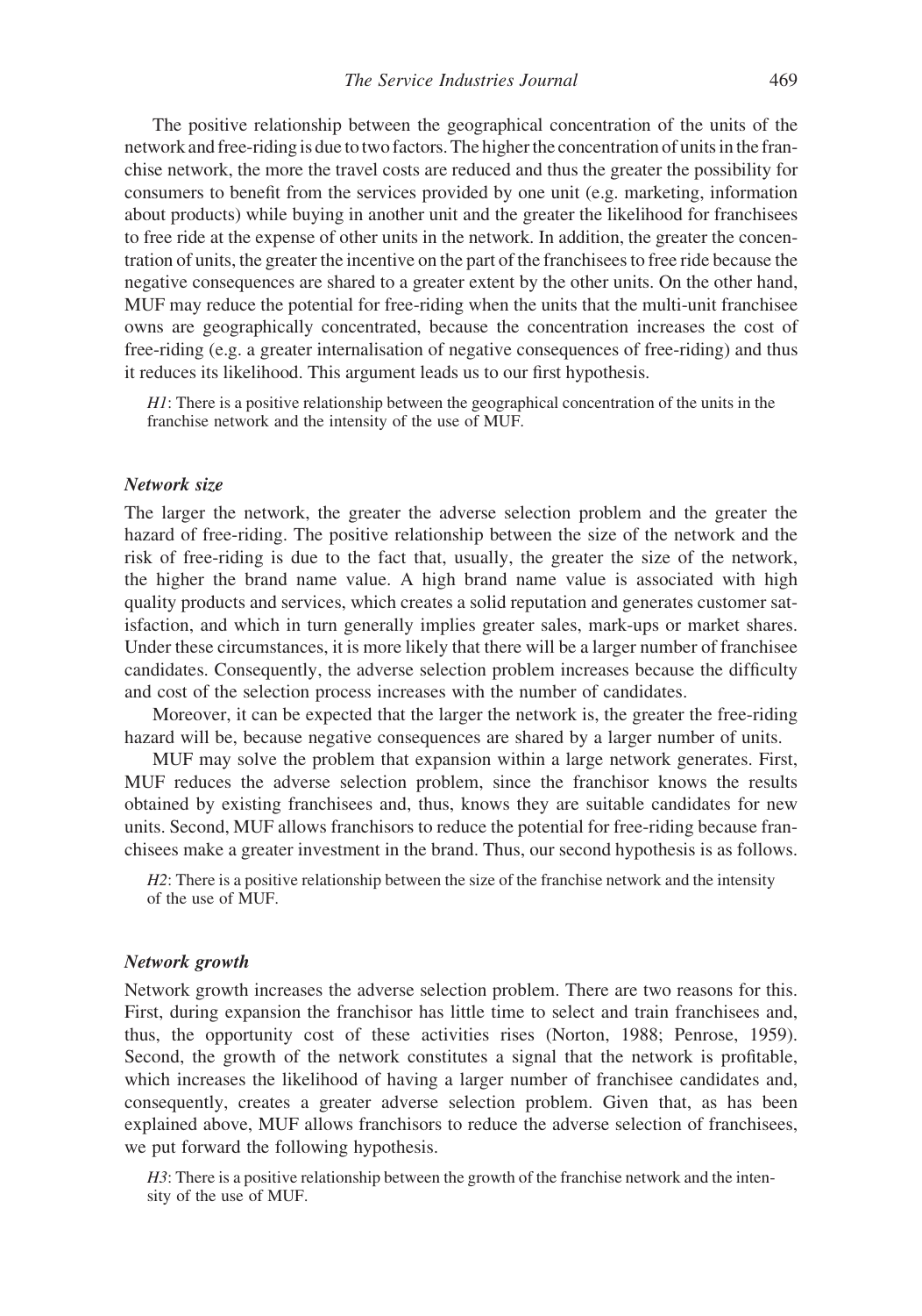The positive relationship between the geographical concentration of the units of the network and free-riding is due to two factors. The higher the concentration of units in the franchise network, the more the travel costs are reduced and thus the greater the possibility for consumers to benefit from the services provided by one unit (e.g. marketing, information about products) while buying in another unit and the greater the likelihood for franchisees to free ride at the expense of other units in the network. In addition, the greater the concentration of units, the greater the incentive on the part of the franchisees to free ride because the negative consequences are shared to a greater extent by the other units. On the other hand, MUF may reduce the potential for free-riding when the units that the multi-unit franchisee owns are geographically concentrated, because the concentration increases the cost of free-riding (e.g. a greater internalisation of negative consequences of free-riding) and thus it reduces its likelihood. This argument leads us to our first hypothesis.

> *H1*: There is a positive relationship between the geographical concentration of the units in the franchise network and the intensity of the use of MUF.

### *Network size*

The larger the network, the greater the adverse selection problem and the greater the hazard of free-riding. The positive relationship between the size of the network and the risk of free-riding is due to the fact that, usually, the greater the size of the network, the higher the brand name value. A high brand name value is associated with high quality products and services, which creates a solid reputation and generates customer satisfaction, and which in turn generally implies greater sales, mark-ups or market shares. Under these circumstances, it is more likely that there will be a larger number of franchisee candidates. Consequently, the adverse selection problem increases because the difficulty and cost of the selection process increases with the number of candidates.

Moreover, it can be expected that the larger the network is, the greater the free-riding hazard will be, because negative consequences are shared by a larger number of units.

MUF may solve the problem that expansion within a large network generates. First, MUF reduces the adverse selection problem, since the franchisor knows the results obtained by existing franchisees and, thus, knows they are suitable candidates for new units. Second, MUF allows franchisors to reduce the potential for free-riding because franchisees make a greater investment in the brand. Thus, our second hypothesis is as follows.

> *H2*: There is a positive relationship between the size of the franchise network and the intensity of the use of MUF.

### *Network growth*

Network growth increases the adverse selection problem. There are two reasons for this. First, during expansion the franchisor has little time to select and train franchisees and, thus, the opportunity cost of these activities rises (Norton, 1988; Penrose, 1959). Second, the growth of the network constitutes a signal that the network is profitable, which increases the likelihood of having a larger number of franchisee candidates and, consequently, creates a greater adverse selection problem. Given that, as has been explained above, MUF allows franchisors to reduce the adverse selection of franchisees, we put forward the following hypothesis.

> *H3*: There is a positive relationship between the growth of the franchise network and the intensity of the use of MUF.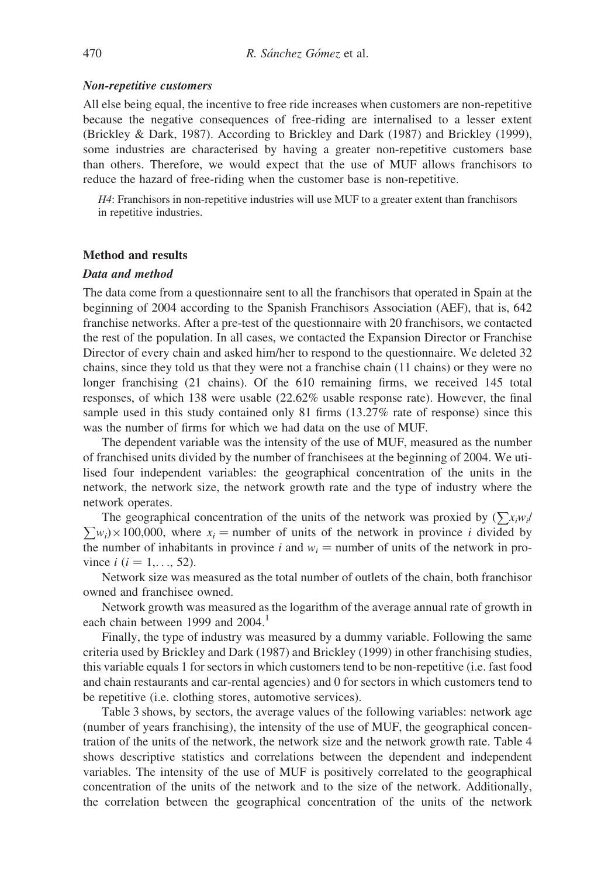#### *Non-repetitive customers*

All else being equal, the incentive to free ride increases when customers are non-repetitive because the negative consequences of free-riding are internalised to a lesser extent (Brickley & Dark, 1987). According to Brickley and Dark (1987) and Brickley (1999), some industries are characterised by having a greater non-repetitive customers base than others. Therefore, we would expect that the use of MUF allows franchisors to reduce the hazard of free-riding when the customer base is non-repetitive.

> *H4*: Franchisors in non-repetitive industries will use MUF to a greater extent than franchisors in repetitive industries.

### Method and results

#### *Data and method*

The data come from a questionnaire sent to all the franchisors that operated in Spain at the beginning of 2004 according to the Spanish Franchisors Association (AEF), that is, 642 franchise networks. After a pre-test of the questionnaire with 20 franchisors, we contacted the rest of the population. In all cases, we contacted the Expansion Director or Franchise Director of every chain and asked him/her to respond to the questionnaire. We deleted 32 chains, since they told us that they were not a franchise chain (11 chains) or they were no longer franchising (21 chains). Of the 610 remaining firms, we received 145 total responses, of which 138 were usable (22.62% usable response rate). However, the final sample used in this study contained only 81 firms (13.27% rate of response) since this was the number of firms for which we had data on the use of MUF.

The dependent variable was the intensity of the use of MUF, measured as the number of franchised units divided by the number of franchisees at the beginning of 2004. We utilised four independent variables: the geographical concentration of the units in the network, the network size, the network growth rate and the type of industry where the network operates.

The geographical concentration of the units of the network was proxied by $(\sum x_i w_i / \sum w_i) \times 100{,}000$, where $x_i$ = number of units of the network in province $i$ divided by the number of inhabitants in province $i$ and $w_i$ = number of units of the network in province $i$ ($i = 1, \ldots, 52$).

Network size was measured as the total number of outlets of the chain, both franchisor owned and franchisee owned.

Network growth was measured as the logarithm of the average annual rate of growth in each chain between 1999 and 2004.[1]

Finally, the type of industry was measured by a dummy variable. Following the same criteria used by Brickley and Dark (1987) and Brickley (1999) in other franchising studies, this variable equals 1 for sectors in which customers tend to be non-repetitive (i.e. fast food and chain restaurants and car-rental agencies) and 0 for sectors in which customers tend to be repetitive (i.e. clothing stores, automotive services).

Table 3 shows, by sectors, the average values of the following variables: network age (number of years franchising), the intensity of the use of MUF, the geographical concentration of the units of the network, the network size and the network growth rate. Table 4 shows descriptive statistics and correlations between the dependent and independent variables. The intensity of the use of MUF is positively correlated to the geographical concentration of the units of the network and to the size of the network. Additionally, the correlation between the geographical concentration of the units of the network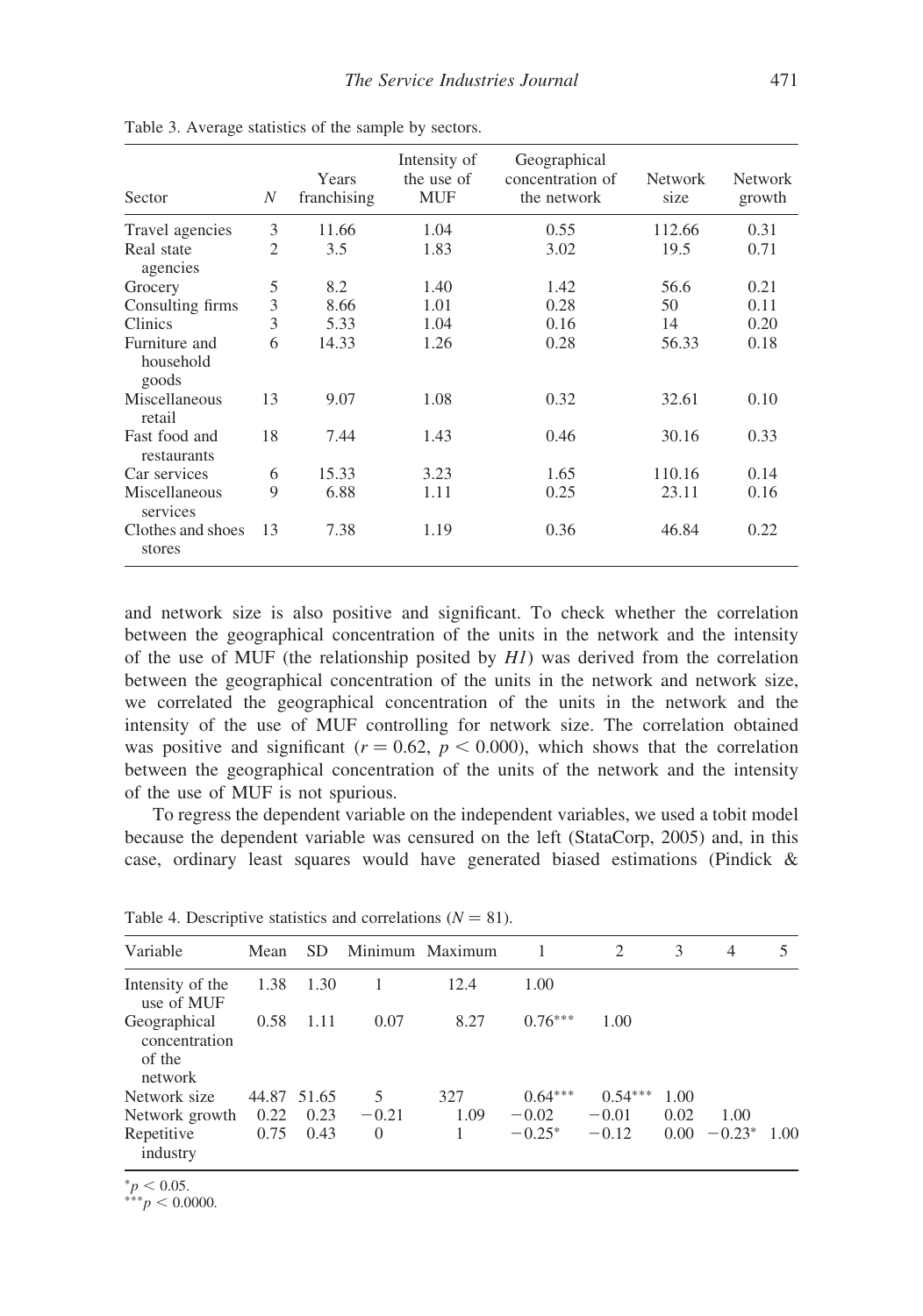Table 3. Average statistics of the sample by sectors.

| Sector | $N$ | Years franchising | Intensity of the use of MUF | Geographical concentration of the network | Network size | Network growth |
|---|---|---|---|---|---|---|
| Travel agencies | 3 | 11.66 | 1.04 | 0.55 | 112.66 | 0.31 |
| Real state agencies | 2 | 3.5 | 1.83 | 3.02 | 19.5 | 0.71 |
| Grocery | 5 | 8.2 | 1.40 | 1.42 | 56.6 | 0.21 |
| Consulting firms | 3 | 8.66 | 1.01 | 0.28 | 50 | 0.11 |
| Clinics | 3 | 5.33 | 1.04 | 0.16 | 14 | 0.20 |
| Furniture and household goods | 6 | 14.33 | 1.26 | 0.28 | 56.33 | 0.18 |
| Miscellaneous retail | 13 | 9.07 | 1.08 | 0.32 | 32.61 | 0.10 |
| Fast food and restaurants | 18 | 7.44 | 1.43 | 0.46 | 30.16 | 0.33 |
| Car services | 6 | 15.33 | 3.23 | 1.65 | 110.16 | 0.14 |
| Miscellaneous services | 9 | 6.88 | 1.11 | 0.25 | 23.11 | 0.16 |
| Clothes and shoes stores | 13 | 7.38 | 1.19 | 0.36 | 46.84 | 0.22 |

and network size is also positive and significant. To check whether the correlation between the geographical concentration of the units in the network and the intensity of the use of MUF (the relationship posited by *H1*) was derived from the correlation between the geographical concentration of the units in the network and network size, we correlated the geographical concentration of the units in the network and the intensity of the use of MUF controlling for network size. The correlation obtained was positive and significant ($r = 0.62$, $p < 0.000$), which shows that the correlation between the geographical concentration of the units of the network and the intensity of the use of MUF is not spurious.

To regress the dependent variable on the independent variables, we used a tobit model because the dependent variable was censured on the left (StataCorp, 2005) and, in this case, ordinary least squares would have generated biased estimations (Pindick &

Table 4. Descriptive statistics and correlations ($N = 81$).

| Variable | Mean | SD | Minimum | Maximum | 1 | 2 | 3 | 4 | 5 |
|---|---|---|---|---|---|---|---|---|---|
| Intensity of the use of MUF | 1.38 | 1.30 | 1 | 12.4 | 1.00 | | | | |
| Geographical concentration of the network | 0.58 | 1.11 | 0.07 | 8.27 | $0.76^{***}$ | 1.00 | | | |
| Network size | 44.87 | 51.65 | 5 | 327 | $0.64^{***}$ | $0.54^{***}$ | 1.00 | | |
| Network growth | 0.22 | 0.23 | −0.21 | 1.09 | −0.02 | −0.01 | 0.02 | 1.00 | |
| Repetitive industry | 0.75 | 0.43 | 0 | 1 | $-0.25^{*}$ | −0.12 | 0.00 | $-0.23^{*}$ | 1.00 |

$^{*}p < 0.05$.
$^{***}p < 0.0000$.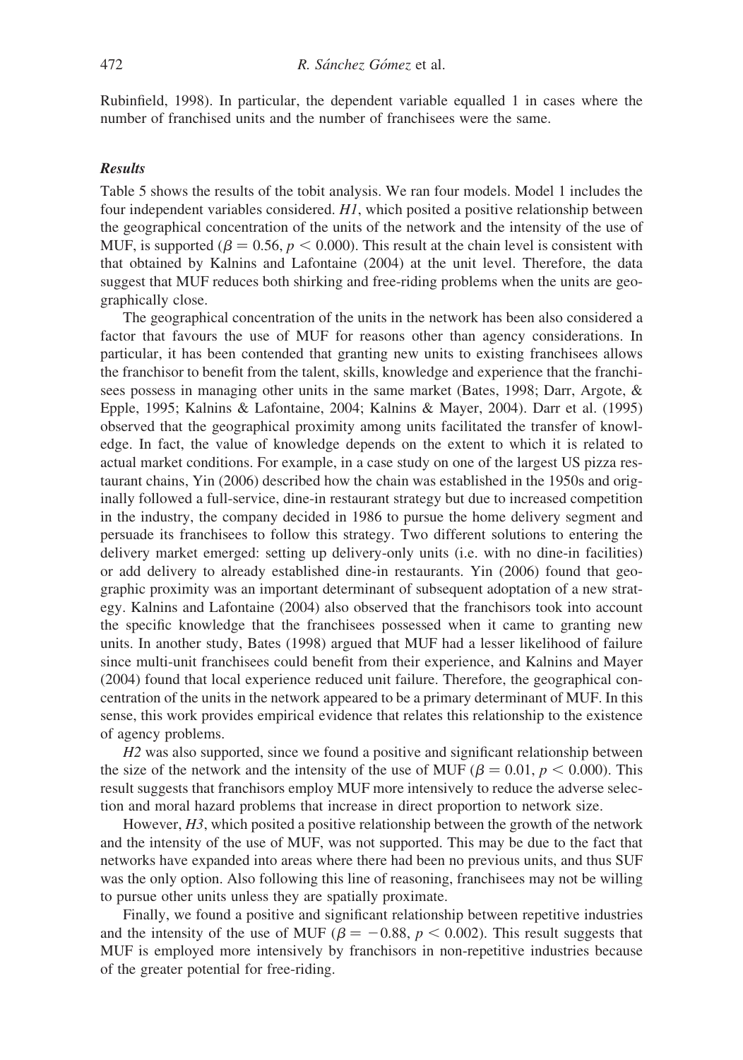Rubinfield, 1998). In particular, the dependent variable equalled 1 in cases where the number of franchised units and the number of franchisees were the same.

### *Results*

Table 5 shows the results of the tobit analysis. We ran four models. Model 1 includes the four independent variables considered. *H1*, which posited a positive relationship between the geographical concentration of the units of the network and the intensity of the use of MUF, is supported ($\beta = 0.56$, $p < 0.000$). This result at the chain level is consistent with that obtained by Kalnins and Lafontaine (2004) at the unit level. Therefore, the data suggest that MUF reduces both shirking and free-riding problems when the units are geographically close.

The geographical concentration of the units in the network has been also considered a factor that favours the use of MUF for reasons other than agency considerations. In particular, it has been contended that granting new units to existing franchisees allows the franchisor to benefit from the talent, skills, knowledge and experience that the franchisees possess in managing other units in the same market (Bates, 1998; Darr, Argote, & Epple, 1995; Kalnins & Lafontaine, 2004; Kalnins & Mayer, 2004). Darr et al. (1995) observed that the geographical proximity among units facilitated the transfer of knowledge. In fact, the value of knowledge depends on the extent to which it is related to actual market conditions. For example, in a case study on one of the largest US pizza restaurant chains, Yin (2006) described how the chain was established in the 1950s and originally followed a full-service, dine-in restaurant strategy but due to increased competition in the industry, the company decided in 1986 to pursue the home delivery segment and persuade its franchisees to follow this strategy. Two different solutions to entering the delivery market emerged: setting up delivery-only units (i.e. with no dine-in facilities) or add delivery to already established dine-in restaurants. Yin (2006) found that geographic proximity was an important determinant of subsequent adoptation of a new strategy. Kalnins and Lafontaine (2004) also observed that the franchisors took into account the specific knowledge that the franchisees possessed when it came to granting new units. In another study, Bates (1998) argued that MUF had a lesser likelihood of failure since multi-unit franchisees could benefit from their experience, and Kalnins and Mayer (2004) found that local experience reduced unit failure. Therefore, the geographical concentration of the units in the network appeared to be a primary determinant of MUF. In this sense, this work provides empirical evidence that relates this relationship to the existence of agency problems.

*H2* was also supported, since we found a positive and significant relationship between the size of the network and the intensity of the use of MUF ($\beta = 0.01$, $p < 0.000$). This result suggests that franchisors employ MUF more intensively to reduce the adverse selection and moral hazard problems that increase in direct proportion to network size.

However, *H3*, which posited a positive relationship between the growth of the network and the intensity of the use of MUF, was not supported. This may be due to the fact that networks have expanded into areas where there had been no previous units, and thus SUF was the only option. Also following this line of reasoning, franchisees may not be willing to pursue other units unless they are spatially proximate.

Finally, we found a positive and significant relationship between repetitive industries and the intensity of the use of MUF ($\beta = -0.88$, $p < 0.002$). This result suggests that MUF is employed more intensively by franchisors in non-repetitive industries because of the greater potential for free-riding.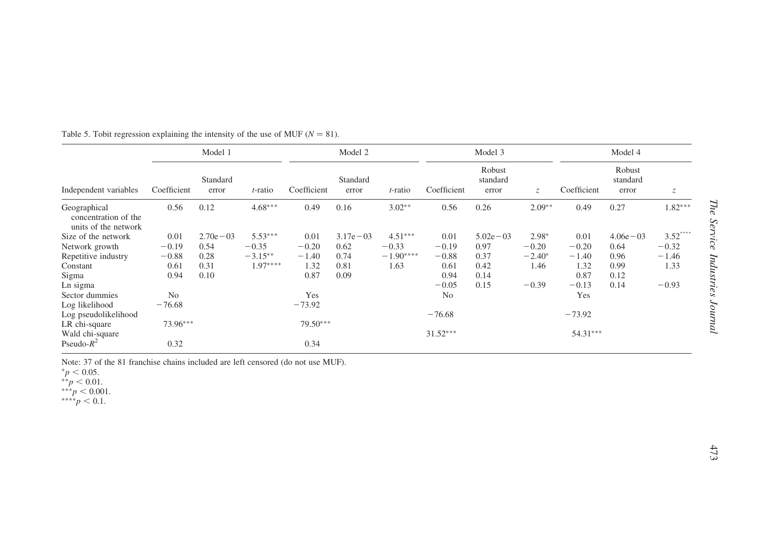Table 5. Tobit regression explaining the intensity of the use of MUF ($N = 81$).

| Independent variables | Model 1 | | | Model 2 | | | Model 3 | | | Model 4 | | |
|---|---|---|---|---|---|---|---|---|---|---|---|---|
| | Coefficient | Standard error | $t$-ratio | Coefficient | Standard error | $t$-ratio | Coefficient | Robust standard error | $z$ | Coefficient | Robust standard error | $z$ |
| Geographical concentration of the units of the network | 0.56 | 0.12 | 4.68*** | 0.49 | 0.16 | 3.02** | 0.56 | 0.26 | 2.09** | 0.49 | 0.27 | 1.82*** |
| Size of the network | 0.01 | 2.70e−03 | 5.53*** | 0.01 | 3.17e−03 | 4.51*** | 0.01 | 5.02e−03 | 2.98* | 0.01 | 4.06e−03 | 3.52**** |
| Network growth | −0.19 | 0.54 | −0.35 | −0.20 | 0.62 | −0.33 | −0.19 | 0.97 | −0.20 | −0.20 | 0.64 | −0.32 |
| Repetitive industry | −0.88 | 0.28 | −3.15** | −1.40 | 0.74 | −1.90**** | −0.88 | 0.37 | −2.40* | −1.40 | 0.96 | −1.46 |
| Constant | 0.61 | 0.31 | 1.97**** | 1.32 | 0.81 | 1.63 | 0.61 | 0.42 | 1.46 | 1.32 | 0.99 | 1.33 |
| Sigma | 0.94 | 0.10 | | 0.87 | 0.09 | | 0.94 | 0.14 | | 0.87 | 0.12 | |
| Ln sigma | | | | | | | −0.05 | 0.15 | −0.39 | −0.13 | 0.14 | −0.93 |
| Sector dummies | No | | | Yes | | | No | | | Yes | | |
| Log likelihood | −76.68 | | | −73.92 | | | | | | | | |
| Log pseudolikelihood | | | | | | | −76.68 | | | −73.92 | | |
| LR chi-square | 73.96*** | | | 79.50*** | | | | | | | | |
| Wald chi-square | | | | | | | 31.52*** | | | 54.31*** | | |
| Pseudo-$R^2$ | 0.32 | | | 0.34 | | | | | | | | |

Note: 37 of the 81 franchise chains included are left censored (do not use MUF).
*$p < 0.05$.
**$p < 0.01$.
***$p < 0.001$.
****$p < 0.1$.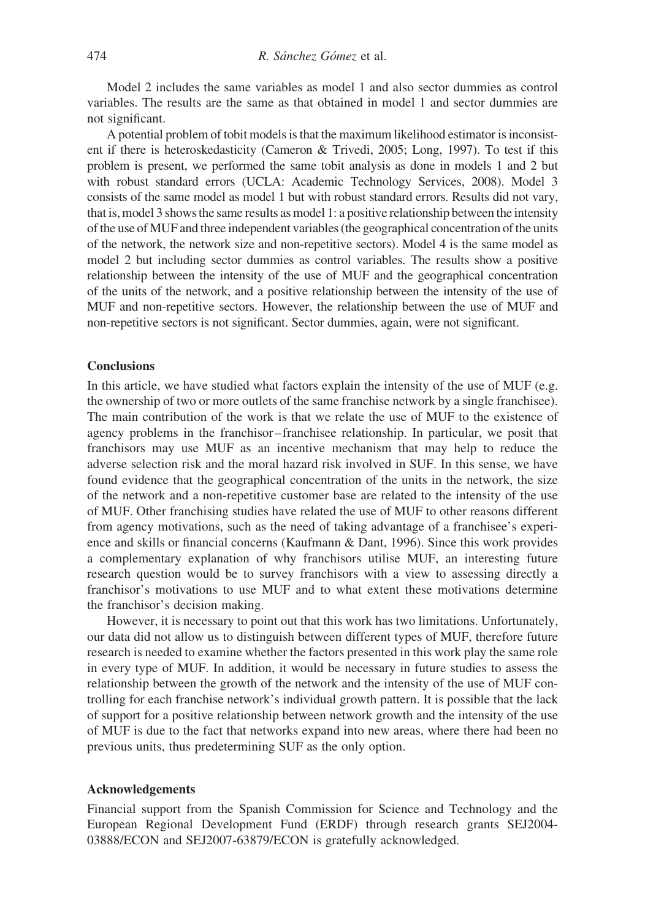Model 2 includes the same variables as model 1 and also sector dummies as control variables. The results are the same as that obtained in model 1 and sector dummies are not significant.

A potential problem of tobit models is that the maximum likelihood estimator is inconsistent if there is heteroskedasticity (Cameron & Trivedi, 2005; Long, 1997). To test if this problem is present, we performed the same tobit analysis as done in models 1 and 2 but with robust standard errors (UCLA: Academic Technology Services, 2008). Model 3 consists of the same model as model 1 but with robust standard errors. Results did not vary, that is, model 3 shows the same results as model 1: a positive relationship between the intensity of the use of MUF and three independent variables (the geographical concentration of the units of the network, the network size and non-repetitive sectors). Model 4 is the same model as model 2 but including sector dummies as control variables. The results show a positive relationship between the intensity of the use of MUF and the geographical concentration of the units of the network, and a positive relationship between the intensity of the use of MUF and non-repetitive sectors. However, the relationship between the use of MUF and non-repetitive sectors is not significant. Sector dummies, again, were not significant.

## Conclusions

In this article, we have studied what factors explain the intensity of the use of MUF (e.g. the ownership of two or more outlets of the same franchise network by a single franchisee). The main contribution of the work is that we relate the use of MUF to the existence of agency problems in the franchisor–franchisee relationship. In particular, we posit that franchisors may use MUF as an incentive mechanism that may help to reduce the adverse selection risk and the moral hazard risk involved in SUF. In this sense, we have found evidence that the geographical concentration of the units in the network, the size of the network and a non-repetitive customer base are related to the intensity of the use of MUF. Other franchising studies have related the use of MUF to other reasons different from agency motivations, such as the need of taking advantage of a franchisee's experience and skills or financial concerns (Kaufmann & Dant, 1996). Since this work provides a complementary explanation of why franchisors utilise MUF, an interesting future research question would be to survey franchisors with a view to assessing directly a franchisor's motivations to use MUF and to what extent these motivations determine the franchisor's decision making.

However, it is necessary to point out that this work has two limitations. Unfortunately, our data did not allow us to distinguish between different types of MUF, therefore future research is needed to examine whether the factors presented in this work play the same role in every type of MUF. In addition, it would be necessary in future studies to assess the relationship between the growth of the network and the intensity of the use of MUF controlling for each franchise network's individual growth pattern. It is possible that the lack of support for a positive relationship between network growth and the intensity of the use of MUF is due to the fact that networks expand into new areas, where there had been no previous units, thus predetermining SUF as the only option.

## Acknowledgements

Financial support from the Spanish Commission for Science and Technology and the European Regional Development Fund (ERDF) through research grants SEJ2004-03888/ECON and SEJ2007-63879/ECON is gratefully acknowledged.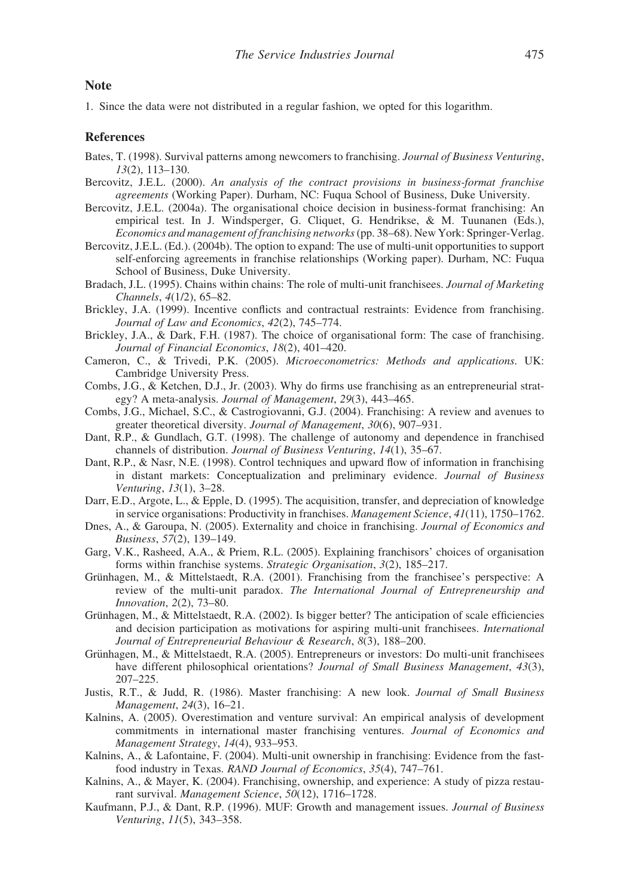## Note

1. Since the data were not distributed in a regular fashion, we opted for this logarithm.

## References

Bates, T. (1998). Survival patterns among newcomers to franchising. *Journal of Business Venturing*, *13*(2), 113–130.

Bercovitz, J.E.L. (2000). *An analysis of the contract provisions in business-format franchise agreements* (Working Paper). Durham, NC: Fuqua School of Business, Duke University.

Bercovitz, J.E.L. (2004a). The organisational choice decision in business-format franchising: An empirical test. In J. Windsperger, G. Cliquet, G. Hendrikse, & M. Tuunanen (Eds.), *Economics and management of franchising networks* (pp. 38–68). New York: Springer-Verlag.

Bercovitz, J.E.L. (Ed.). (2004b). The option to expand: The use of multi-unit opportunities to support self-enforcing agreements in franchise relationships (Working paper). Durham, NC: Fuqua School of Business, Duke University.

Bradach, J.L. (1995). Chains within chains: The role of multi-unit franchisees. *Journal of Marketing Channels*, *4*(1/2), 65–82.

Brickley, J.A. (1999). Incentive conflicts and contractual restraints: Evidence from franchising. *Journal of Law and Economics*, *42*(2), 745–774.

Brickley, J.A., & Dark, F.H. (1987). The choice of organisational form: The case of franchising. *Journal of Financial Economics*, *18*(2), 401–420.

Cameron, C., & Trivedi, P.K. (2005). *Microeconometrics: Methods and applications*. UK: Cambridge University Press.

Combs, J.G., & Ketchen, D.J., Jr. (2003). Why do firms use franchising as an entrepreneurial strategy? A meta-analysis. *Journal of Management*, *29*(3), 443–465.

Combs, J.G., Michael, S.C., & Castrogiovanni, G.J. (2004). Franchising: A review and avenues to greater theoretical diversity. *Journal of Management*, *30*(6), 907–931.

Dant, R.P., & Gundlach, G.T. (1998). The challenge of autonomy and dependence in franchised channels of distribution. *Journal of Business Venturing*, *14*(1), 35–67.

Dant, R.P., & Nasr, N.E. (1998). Control techniques and upward flow of information in franchising in distant markets: Conceptualization and preliminary evidence. *Journal of Business Venturing*, *13*(1), 3–28.

Darr, E.D., Argote, L., & Epple, D. (1995). The acquisition, transfer, and depreciation of knowledge in service organisations: Productivity in franchises. *Management Science*, *41*(11), 1750–1762.

Dnes, A., & Garoupa, N. (2005). Externality and choice in franchising. *Journal of Economics and Business*, *57*(2), 139–149.

Garg, V.K., Rasheed, A.A., & Priem, R.L. (2005). Explaining franchisors' choices of organisation forms within franchise systems. *Strategic Organisation*, *3*(2), 185–217.

Grünhagen, M., & Mittelstaedt, R.A. (2001). Franchising from the franchisee's perspective: A review of the multi-unit paradox. *The International Journal of Entrepreneurship and Innovation*, *2*(2), 73–80.

Grünhagen, M., & Mittelstaedt, R.A. (2002). Is bigger better? The anticipation of scale efficiencies and decision participation as motivations for aspiring multi-unit franchisees. *International Journal of Entrepreneurial Behaviour & Research*, *8*(3), 188–200.

Grünhagen, M., & Mittelstaedt, R.A. (2005). Entrepreneurs or investors: Do multi-unit franchisees have different philosophical orientations? *Journal of Small Business Management*, *43*(3), 207–225.

Justis, R.T., & Judd, R. (1986). Master franchising: A new look. *Journal of Small Business Management*, *24*(3), 16–21.

Kalnins, A. (2005). Overestimation and venture survival: An empirical analysis of development commitments in international master franchising ventures. *Journal of Economics and Management Strategy*, *14*(4), 933–953.

Kalnins, A., & Lafontaine, F. (2004). Multi-unit ownership in franchising: Evidence from the fast-food industry in Texas. *RAND Journal of Economics*, *35*(4), 747–761.

Kalnins, A., & Mayer, K. (2004). Franchising, ownership, and experience: A study of pizza restaurant survival. *Management Science*, *50*(12), 1716–1728.

Kaufmann, P.J., & Dant, R.P. (1996). MUF: Growth and management issues. *Journal of Business Venturing*, *11*(5), 343–358.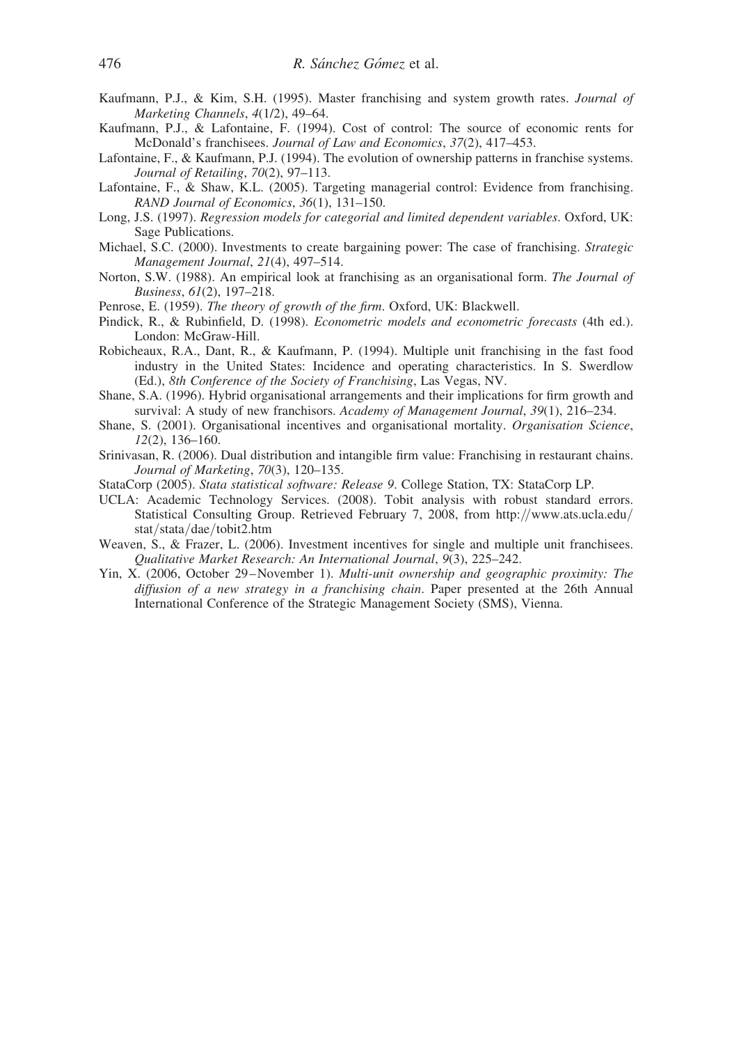Kaufmann, P.J., & Kim, S.H. (1995). Master franchising and system growth rates. *Journal of Marketing Channels*, *4*(1/2), 49–64.

Kaufmann, P.J., & Lafontaine, F. (1994). Cost of control: The source of economic rents for McDonald's franchisees. *Journal of Law and Economics*, *37*(2), 417–453.

Lafontaine, F., & Kaufmann, P.J. (1994). The evolution of ownership patterns in franchise systems. *Journal of Retailing*, *70*(2), 97–113.

Lafontaine, F., & Shaw, K.L. (2005). Targeting managerial control: Evidence from franchising. *RAND Journal of Economics*, *36*(1), 131–150.

Long, J.S. (1997). *Regression models for categorial and limited dependent variables*. Oxford, UK: Sage Publications.

Michael, S.C. (2000). Investments to create bargaining power: The case of franchising. *Strategic Management Journal*, *21*(4), 497–514.

Norton, S.W. (1988). An empirical look at franchising as an organisational form. *The Journal of Business*, *61*(2), 197–218.

Penrose, E. (1959). *The theory of growth of the firm*. Oxford, UK: Blackwell.

Pindick, R., & Rubinfield, D. (1998). *Econometric models and econometric forecasts* (4th ed.). London: McGraw-Hill.

Robicheaux, R.A., Dant, R., & Kaufmann, P. (1994). Multiple unit franchising in the fast food industry in the United States: Incidence and operating characteristics. In S. Swerdlow (Ed.), *8th Conference of the Society of Franchising*, Las Vegas, NV.

Shane, S.A. (1996). Hybrid organisational arrangements and their implications for firm growth and survival: A study of new franchisors. *Academy of Management Journal*, *39*(1), 216–234.

Shane, S. (2001). Organisational incentives and organisational mortality. *Organisation Science*, *12*(2), 136–160.

Srinivasan, R. (2006). Dual distribution and intangible firm value: Franchising in restaurant chains. *Journal of Marketing*, *70*(3), 120–135.

StataCorp (2005). *Stata statistical software: Release 9*. College Station, TX: StataCorp LP.

UCLA: Academic Technology Services. (2008). Tobit analysis with robust standard errors. Statistical Consulting Group. Retrieved February 7, 2008, from http://www.ats.ucla.edu/stat/stata/dae/tobit2.htm

Weaven, S., & Frazer, L. (2006). Investment incentives for single and multiple unit franchisees. *Qualitative Market Research: An International Journal*, *9*(3), 225–242.

Yin, X. (2006, October 29–November 1). *Multi-unit ownership and geographic proximity: The diffusion of a new strategy in a franchising chain*. Paper presented at the 26th Annual International Conference of the Strategic Management Society (SMS), Vienna.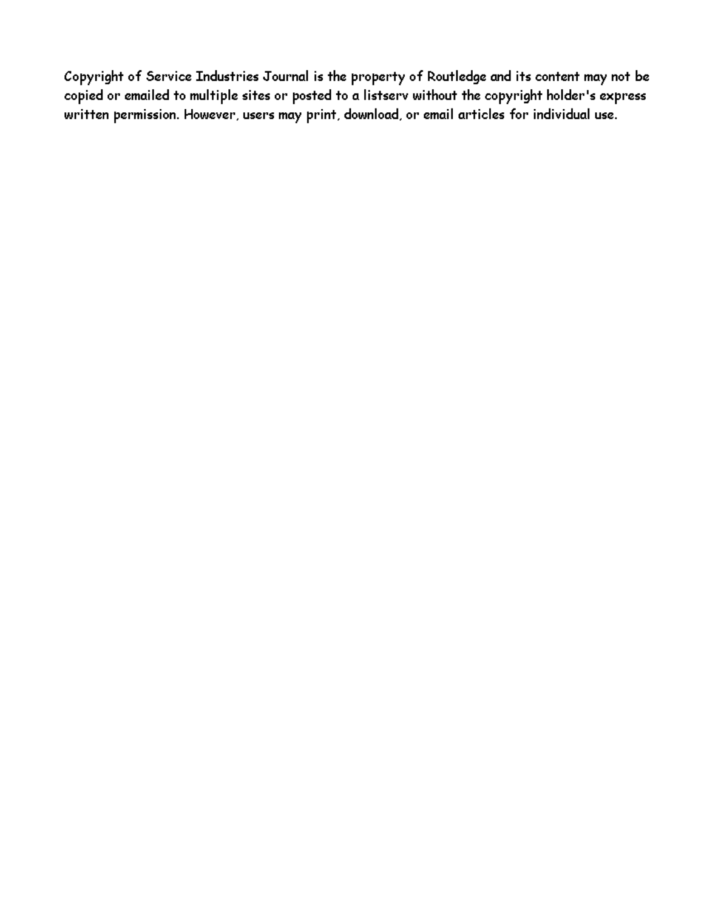Copyright of Service Industries Journal is the property of Routledge and its content may not be copied or emailed to multiple sites or posted to a listserv without the copyright holder's express written permission. However, users may print, download, or email articles for individual use.